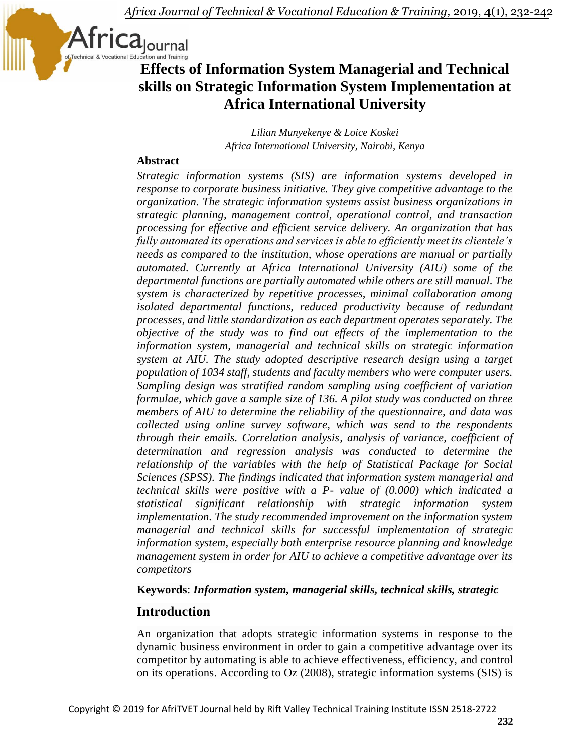# Effects of Information System Managerial and Technical skills on Strategic Information System Implementation at Africa International University

*Lilian Munyekenye & Loice Koskei*
*Africa International University, Nairobi, Kenya*

## Abstract

*Strategic information systems (SIS) are information systems developed in response to corporate business initiative. They give competitive advantage to the organization. The strategic information systems assist business organizations in strategic planning, management control, operational control, and transaction processing for effective and efficient service delivery. An organization that has fully automated its operations and services is able to efficiently meet its clientele's needs as compared to the institution, whose operations are manual or partially automated. Currently at Africa International University (AIU) some of the departmental functions are partially automated while others are still manual. The system is characterized by repetitive processes, minimal collaboration among isolated departmental functions, reduced productivity because of redundant processes, and little standardization as each department operates separately. The objective of the study was to find out effects of the implementation to the information system, managerial and technical skills on strategic information system at AIU. The study adopted descriptive research design using a target population of 1034 staff, students and faculty members who were computer users. Sampling design was stratified random sampling using coefficient of variation formulae, which gave a sample size of 136. A pilot study was conducted on three members of AIU to determine the reliability of the questionnaire, and data was collected using online survey software, which was send to the respondents through their emails. Correlation analysis, analysis of variance, coefficient of determination and regression analysis was conducted to determine the relationship of the variables with the help of Statistical Package for Social Sciences (SPSS). The findings indicated that information system managerial and technical skills were positive with a P- value of (0.000) which indicated a statistical significant relationship with strategic information system implementation. The study recommended improvement on the information system managerial and technical skills for successful implementation of strategic information system, especially both enterprise resource planning and knowledge management system in order for AIU to achieve a competitive advantage over its competitors*

**Keywords**: ***Information system, managerial skills, technical skills, strategic***

## Introduction

An organization that adopts strategic information systems in response to the dynamic business environment in order to gain a competitive advantage over its competitor by automating is able to achieve effectiveness, efficiency, and control on its operations. According to Oz (2008), strategic information systems (SIS) is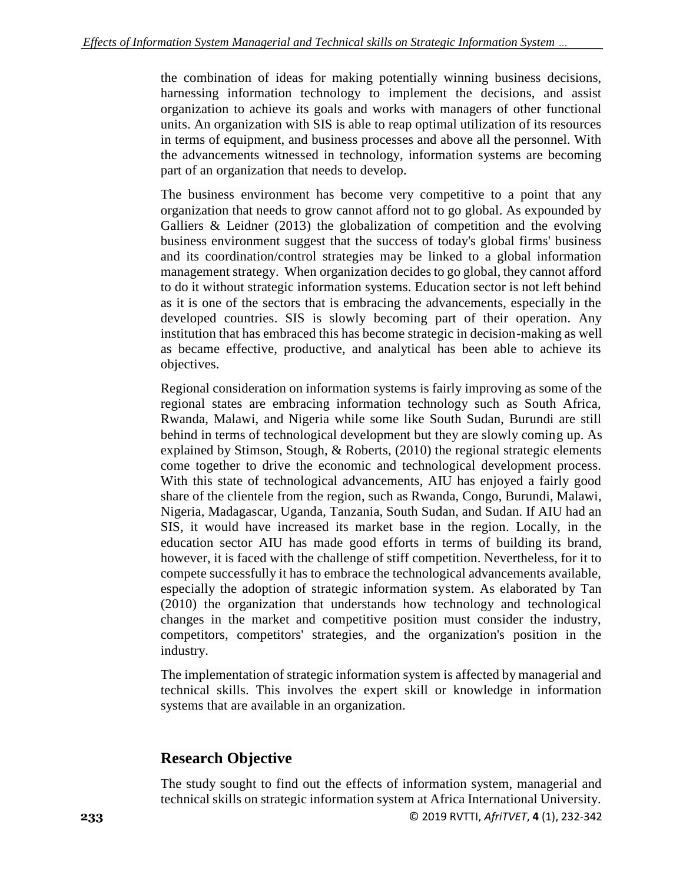the combination of ideas for making potentially winning business decisions, harnessing information technology to implement the decisions, and assist organization to achieve its goals and works with managers of other functional units. An organization with SIS is able to reap optimal utilization of its resources in terms of equipment, and business processes and above all the personnel. With the advancements witnessed in technology, information systems are becoming part of an organization that needs to develop.

The business environment has become very competitive to a point that any organization that needs to grow cannot afford not to go global. As expounded by Galliers & Leidner (2013) the globalization of competition and the evolving business environment suggest that the success of today's global firms' business and its coordination/control strategies may be linked to a global information management strategy. When organization decides to go global, they cannot afford to do it without strategic information systems. Education sector is not left behind as it is one of the sectors that is embracing the advancements, especially in the developed countries. SIS is slowly becoming part of their operation. Any institution that has embraced this has become strategic in decision-making as well as became effective, productive, and analytical has been able to achieve its objectives.

Regional consideration on information systems is fairly improving as some of the regional states are embracing information technology such as South Africa, Rwanda, Malawi, and Nigeria while some like South Sudan, Burundi are still behind in terms of technological development but they are slowly coming up. As explained by Stimson, Stough, & Roberts, (2010) the regional strategic elements come together to drive the economic and technological development process. With this state of technological advancements, AIU has enjoyed a fairly good share of the clientele from the region, such as Rwanda, Congo, Burundi, Malawi, Nigeria, Madagascar, Uganda, Tanzania, South Sudan, and Sudan. If AIU had an SIS, it would have increased its market base in the region. Locally, in the education sector AIU has made good efforts in terms of building its brand, however, it is faced with the challenge of stiff competition. Nevertheless, for it to compete successfully it has to embrace the technological advancements available, especially the adoption of strategic information system. As elaborated by Tan (2010) the organization that understands how technology and technological changes in the market and competitive position must consider the industry, competitors, competitors' strategies, and the organization's position in the industry.

The implementation of strategic information system is affected by managerial and technical skills. This involves the expert skill or knowledge in information systems that are available in an organization.

## Research Objective

The study sought to find out the effects of information system, managerial and technical skills on strategic information system at Africa International University.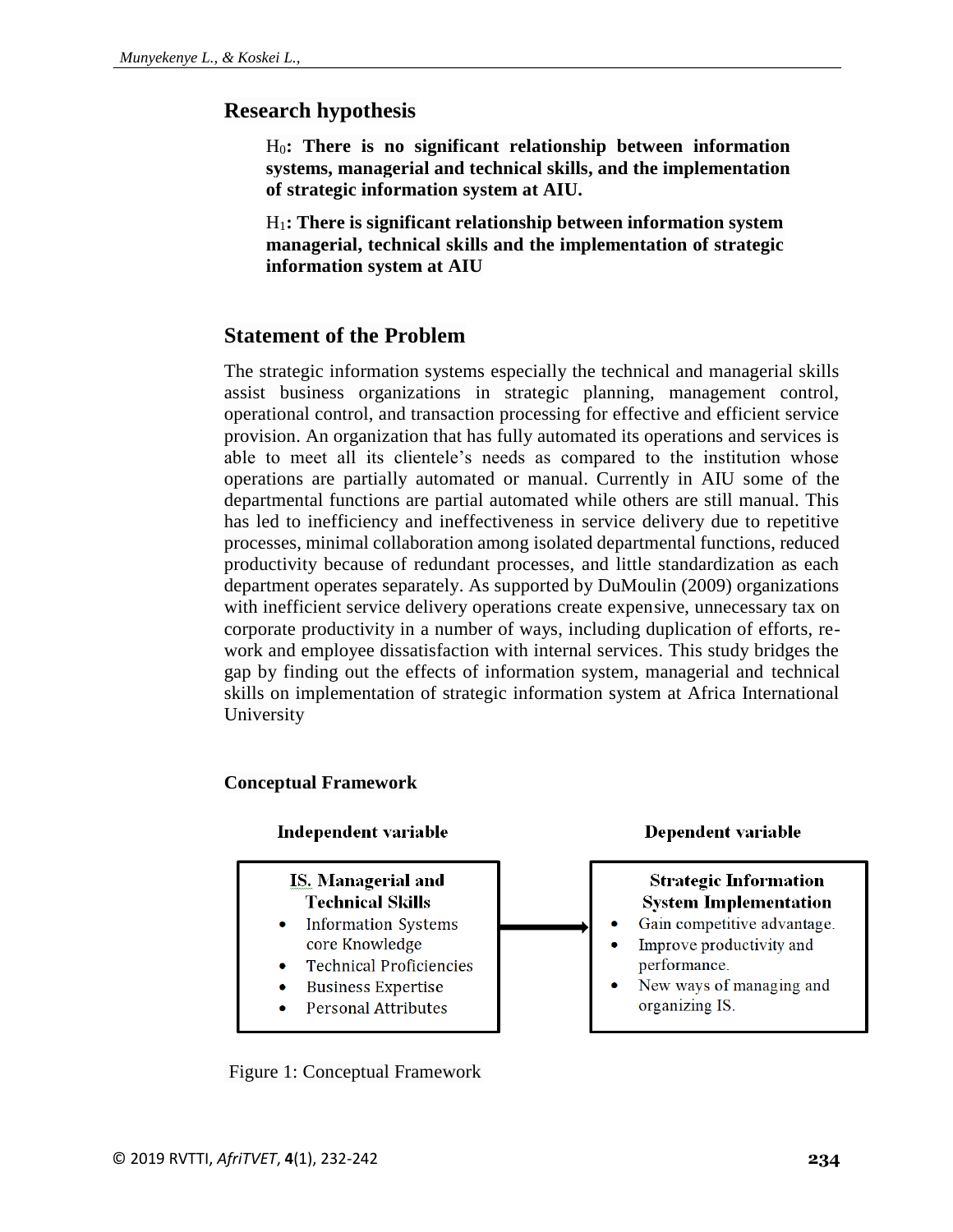## Research hypothesis

> $H_0$**: There is no significant relationship between information systems, managerial and technical skills, and the implementation of strategic information system at AIU.**
>
> $H_1$**: There is significant relationship between information system managerial, technical skills and the implementation of strategic information system at AIU**

## Statement of the Problem

The strategic information systems especially the technical and managerial skills assist business organizations in strategic planning, management control, operational control, and transaction processing for effective and efficient service provision. An organization that has fully automated its operations and services is able to meet all its clientele's needs as compared to the institution whose operations are partially automated or manual. Currently in AIU some of the departmental functions are partial automated while others are still manual. This has led to inefficiency and ineffectiveness in service delivery due to repetitive processes, minimal collaboration among isolated departmental functions, reduced productivity because of redundant processes, and little standardization as each department operates separately. As supported by DuMoulin (2009) organizations with inefficient service delivery operations create expensive, unnecessary tax on corporate productivity in a number of ways, including duplication of efforts, re-work and employee dissatisfaction with internal services. This study bridges the gap by finding out the effects of information system, managerial and technical skills on implementation of strategic information system at Africa International University

### Conceptual Framework

**Independent variable**

**IS. Managerial and Technical Skills**

- Information Systems core Knowledge
- Technical Proficiencies
- Business Expertise
- Personal Attributes

→

**Dependent variable**

**Strategic Information System Implementation**

- Gain competitive advantage.
- Improve productivity and performance.
- New ways of managing and organizing IS.

Figure 1: Conceptual Framework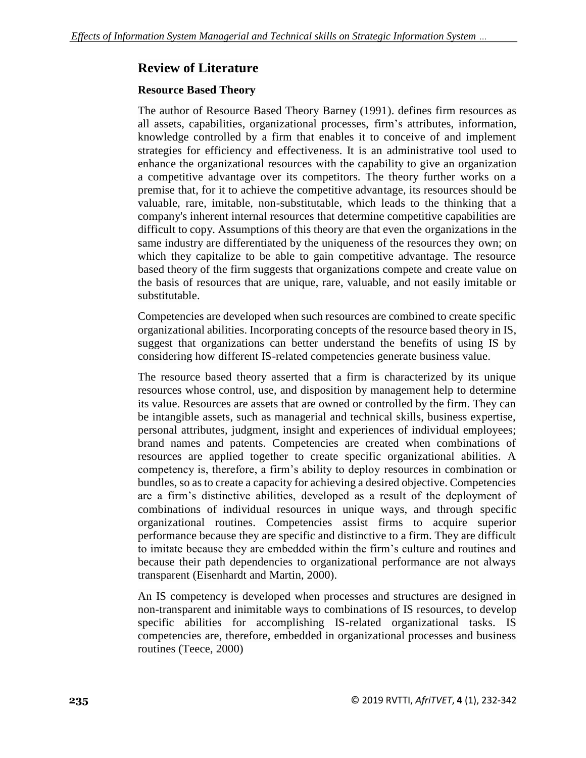## Review of Literature

### Resource Based Theory

The author of Resource Based Theory Barney (1991). defines firm resources as all assets, capabilities, organizational processes, firm's attributes, information, knowledge controlled by a firm that enables it to conceive of and implement strategies for efficiency and effectiveness. It is an administrative tool used to enhance the organizational resources with the capability to give an organization a competitive advantage over its competitors. The theory further works on a premise that, for it to achieve the competitive advantage, its resources should be valuable, rare, imitable, non-substitutable, which leads to the thinking that a company's inherent internal resources that determine competitive capabilities are difficult to copy. Assumptions of this theory are that even the organizations in the same industry are differentiated by the uniqueness of the resources they own; on which they capitalize to be able to gain competitive advantage. The resource based theory of the firm suggests that organizations compete and create value on the basis of resources that are unique, rare, valuable, and not easily imitable or substitutable.

Competencies are developed when such resources are combined to create specific organizational abilities. Incorporating concepts of the resource based theory in IS, suggest that organizations can better understand the benefits of using IS by considering how different IS-related competencies generate business value.

The resource based theory asserted that a firm is characterized by its unique resources whose control, use, and disposition by management help to determine its value. Resources are assets that are owned or controlled by the firm. They can be intangible assets, such as managerial and technical skills, business expertise, personal attributes, judgment, insight and experiences of individual employees; brand names and patents. Competencies are created when combinations of resources are applied together to create specific organizational abilities. A competency is, therefore, a firm's ability to deploy resources in combination or bundles, so as to create a capacity for achieving a desired objective. Competencies are a firm's distinctive abilities, developed as a result of the deployment of combinations of individual resources in unique ways, and through specific organizational routines. Competencies assist firms to acquire superior performance because they are specific and distinctive to a firm. They are difficult to imitate because they are embedded within the firm's culture and routines and because their path dependencies to organizational performance are not always transparent (Eisenhardt and Martin, 2000).

An IS competency is developed when processes and structures are designed in non-transparent and inimitable ways to combinations of IS resources, to develop specific abilities for accomplishing IS-related organizational tasks. IS competencies are, therefore, embedded in organizational processes and business routines (Teece, 2000)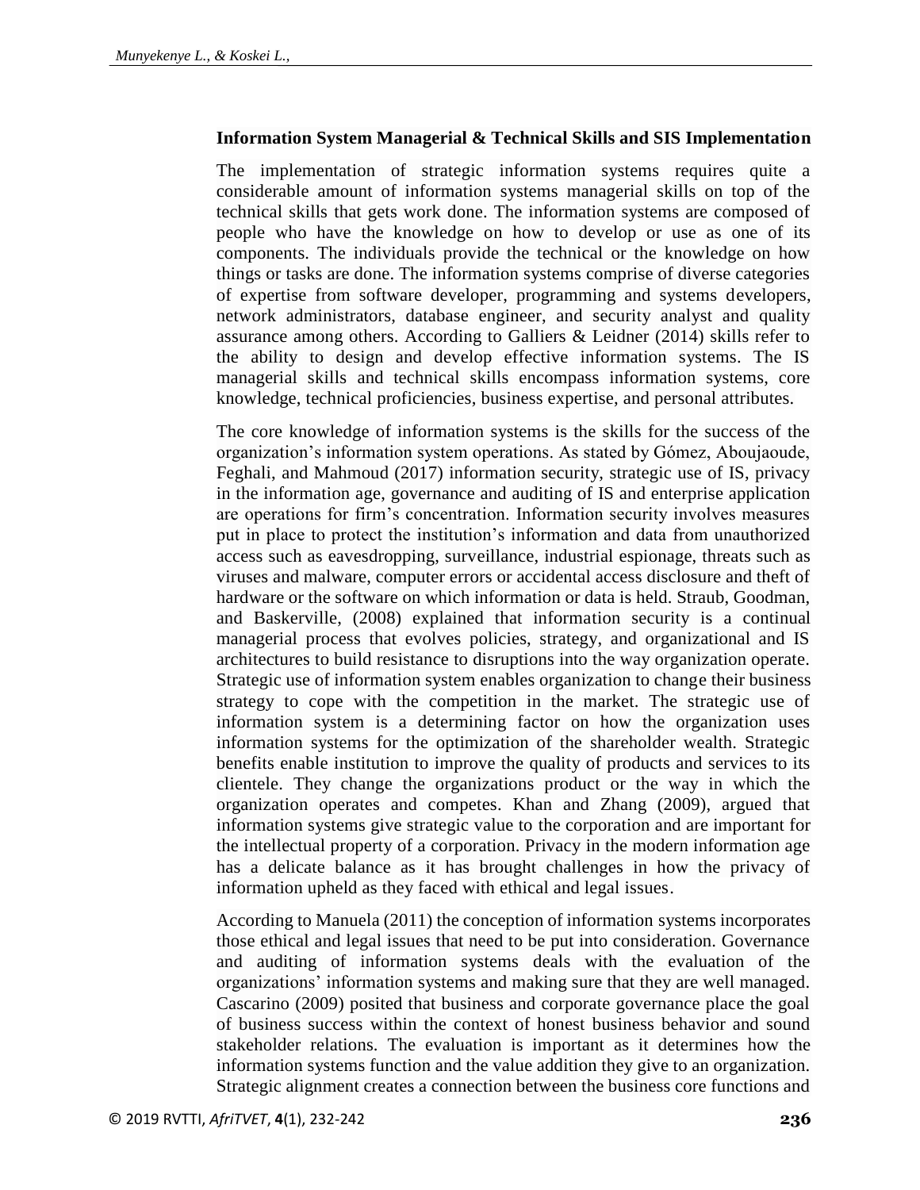**Information System Managerial & Technical Skills and SIS Implementation**

The implementation of strategic information systems requires quite a considerable amount of information systems managerial skills on top of the technical skills that gets work done. The information systems are composed of people who have the knowledge on how to develop or use as one of its components. The individuals provide the technical or the knowledge on how things or tasks are done. The information systems comprise of diverse categories of expertise from software developer, programming and systems developers, network administrators, database engineer, and security analyst and quality assurance among others. According to Galliers & Leidner (2014) skills refer to the ability to design and develop effective information systems. The IS managerial skills and technical skills encompass information systems, core knowledge, technical proficiencies, business expertise, and personal attributes.

The core knowledge of information systems is the skills for the success of the organization's information system operations. As stated by Gómez, Aboujaoude, Feghali, and Mahmoud (2017) information security, strategic use of IS, privacy in the information age, governance and auditing of IS and enterprise application are operations for firm's concentration. Information security involves measures put in place to protect the institution's information and data from unauthorized access such as eavesdropping, surveillance, industrial espionage, threats such as viruses and malware, computer errors or accidental access disclosure and theft of hardware or the software on which information or data is held. Straub, Goodman, and Baskerville, (2008) explained that information security is a continual managerial process that evolves policies, strategy, and organizational and IS architectures to build resistance to disruptions into the way organization operate. Strategic use of information system enables organization to change their business strategy to cope with the competition in the market. The strategic use of information system is a determining factor on how the organization uses information systems for the optimization of the shareholder wealth. Strategic benefits enable institution to improve the quality of products and services to its clientele. They change the organizations product or the way in which the organization operates and competes. Khan and Zhang (2009), argued that information systems give strategic value to the corporation and are important for the intellectual property of a corporation. Privacy in the modern information age has a delicate balance as it has brought challenges in how the privacy of information upheld as they faced with ethical and legal issues.

According to Manuela (2011) the conception of information systems incorporates those ethical and legal issues that need to be put into consideration. Governance and auditing of information systems deals with the evaluation of the organizations' information systems and making sure that they are well managed. Cascarino (2009) posited that business and corporate governance place the goal of business success within the context of honest business behavior and sound stakeholder relations. The evaluation is important as it determines how the information systems function and the value addition they give to an organization. Strategic alignment creates a connection between the business core functions and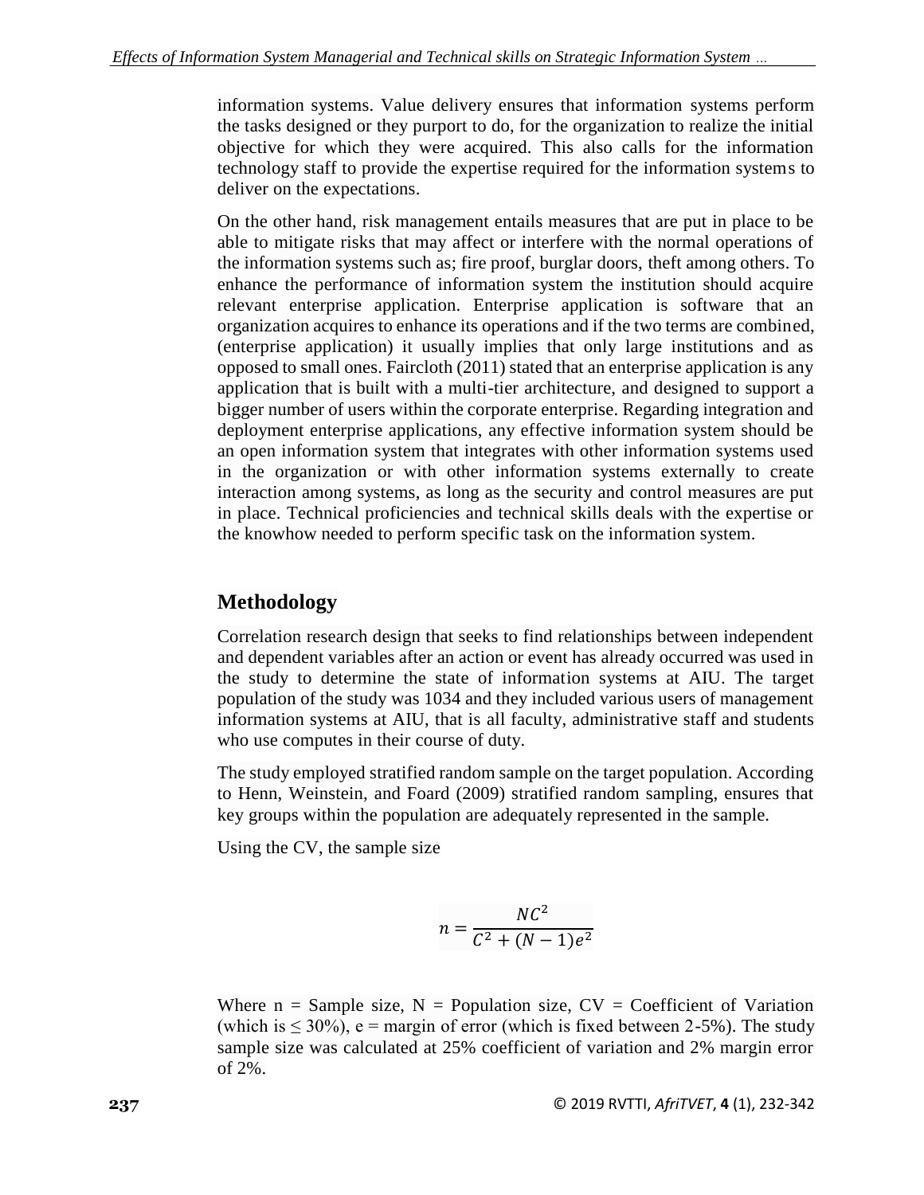information systems. Value delivery ensures that information systems perform the tasks designed or they purport to do, for the organization to realize the initial objective for which they were acquired. This also calls for the information technology staff to provide the expertise required for the information systems to deliver on the expectations.

On the other hand, risk management entails measures that are put in place to be able to mitigate risks that may affect or interfere with the normal operations of the information systems such as; fire proof, burglar doors, theft among others. To enhance the performance of information system the institution should acquire relevant enterprise application. Enterprise application is software that an organization acquires to enhance its operations and if the two terms are combined, (enterprise application) it usually implies that only large institutions and as opposed to small ones. Faircloth (2011) stated that an enterprise application is any application that is built with a multi-tier architecture, and designed to support a bigger number of users within the corporate enterprise. Regarding integration and deployment enterprise applications, any effective information system should be an open information system that integrates with other information systems used in the organization or with other information systems externally to create interaction among systems, as long as the security and control measures are put in place. Technical proficiencies and technical skills deals with the expertise or the knowhow needed to perform specific task on the information system.

## Methodology

Correlation research design that seeks to find relationships between independent and dependent variables after an action or event has already occurred was used in the study to determine the state of information systems at AIU. The target population of the study was 1034 and they included various users of management information systems at AIU, that is all faculty, administrative staff and students who use computes in their course of duty.

The study employed stratified random sample on the target population. According to Henn, Weinstein, and Foard (2009) stratified random sampling, ensures that key groups within the population are adequately represented in the sample.

Using the CV, the sample size

$$n = \frac{NC^2}{C^2 + (N-1)e^2}$$

Where n = Sample size, N = Population size, CV = Coefficient of Variation (which is $\leq 30\%$), e = margin of error (which is fixed between 2-5%). The study sample size was calculated at 25% coefficient of variation and 2% margin error of 2%.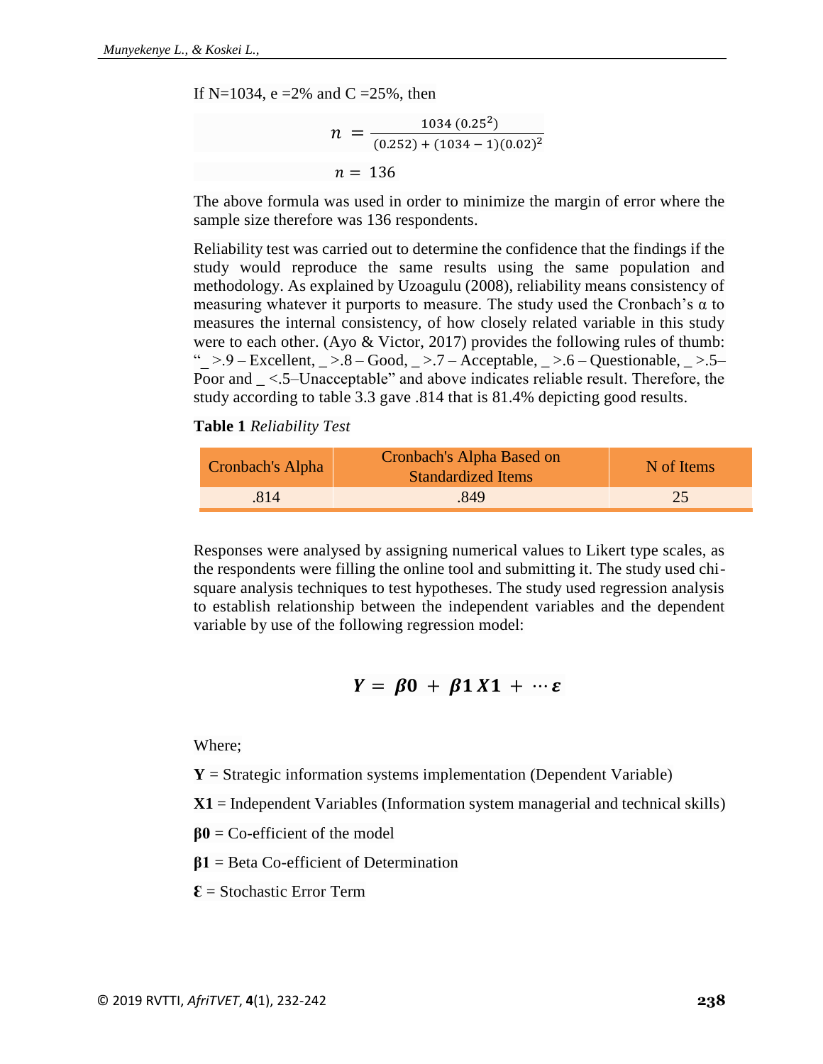If N=1034, e =2% and C =25%, then

$$n = \frac{1034\,(0.25^2)}{(0.252) + (1034 - 1)(0.02)^2}$$

$$n = 136$$

The above formula was used in order to minimize the margin of error where the sample size therefore was 136 respondents.

Reliability test was carried out to determine the confidence that the findings if the study would reproduce the same results using the same population and methodology. As explained by Uzoagulu (2008), reliability means consistency of measuring whatever it purports to measure. The study used the Cronbach's α to measures the internal consistency, of how closely related variable in this study were to each other. (Ayo & Victor, 2017) provides the following rules of thumb: "_ >.9 – Excellent, _ >.8 – Good, _ >.7 – Acceptable, _ >.6 – Questionable, _ >.5– Poor and _ <.5–Unacceptable" and above indicates reliable result. Therefore, the study according to table 3.3 gave .814 that is 81.4% depicting good results.

**Table 1** *Reliability Test*

| Cronbach's Alpha | Cronbach's Alpha Based on Standardized Items | N of Items |
|---|---|---|
| .814 | .849 | 25 |

Responses were analysed by assigning numerical values to Likert type scales, as the respondents were filling the online tool and submitting it. The study used chi-square analysis techniques to test hypotheses. The study used regression analysis to establish relationship between the independent variables and the dependent variable by use of the following regression model:

$$\boldsymbol{Y = \beta 0 + \beta 1\, X1 + \cdots \varepsilon}$$

Where;

**Y** = Strategic information systems implementation (Dependent Variable)

**X1** = Independent Variables (Information system managerial and technical skills)

**β0** = Co-efficient of the model

**β1** = Beta Co-efficient of Determination

**Ɛ** = Stochastic Error Term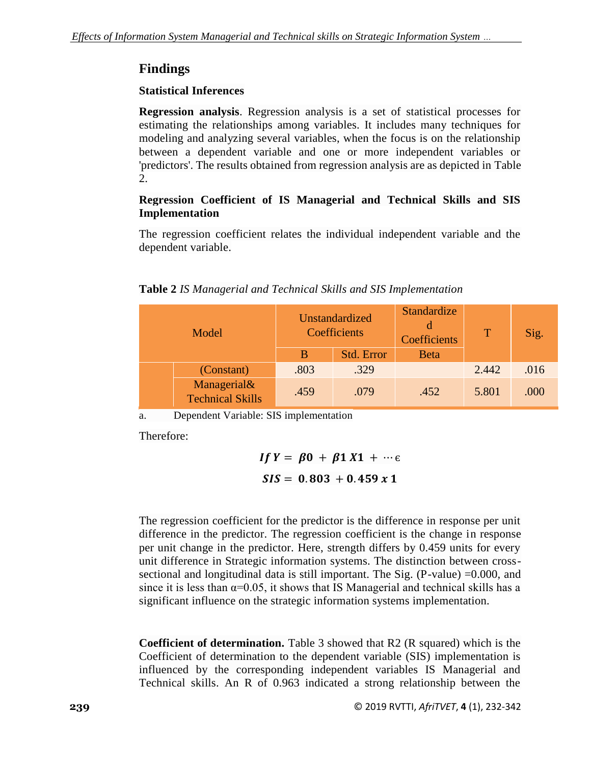## Findings

### Statistical Inferences

**Regression analysis**. Regression analysis is a set of statistical processes for estimating the relationships among variables. It includes many techniques for modeling and analyzing several variables, when the focus is on the relationship between a dependent variable and one or more independent variables or 'predictors'. The results obtained from regression analysis are as depicted in Table 2.

**Regression Coefficient of IS Managerial and Technical Skills and SIS Implementation**

The regression coefficient relates the individual independent variable and the dependent variable.

**Table 2** *IS Managerial and Technical Skills and SIS Implementation*

| Model | | Unstandardized Coefficients | | Standardized Coefficients | T | Sig. |
|---|---|---|---|---|---|---|
| | | B | Std. Error | Beta | | |
| | (Constant) | .803 | .329 | | 2.442 | .016 |
| | Managerial& Technical Skills | .459 | .079 | .452 | 5.801 | .000 |

a. Dependent Variable: SIS implementation

Therefore:

$$If\ Y = \beta 0 + \beta 1\ X1 + \cdots \epsilon$$

$$SIS = 0.803 + 0.459\ x\ 1$$

The regression coefficient for the predictor is the difference in response per unit difference in the predictor. The regression coefficient is the change in response per unit change in the predictor. Here, strength differs by 0.459 units for every unit difference in Strategic information systems. The distinction between cross-sectional and longitudinal data is still important. The Sig. (P-value) =0.000, and since it is less than α=0.05, it shows that IS Managerial and technical skills has a significant influence on the strategic information systems implementation.

**Coefficient of determination.** Table 3 showed that R2 (R squared) which is the Coefficient of determination to the dependent variable (SIS) implementation is influenced by the corresponding independent variables IS Managerial and Technical skills. An R of 0.963 indicated a strong relationship between the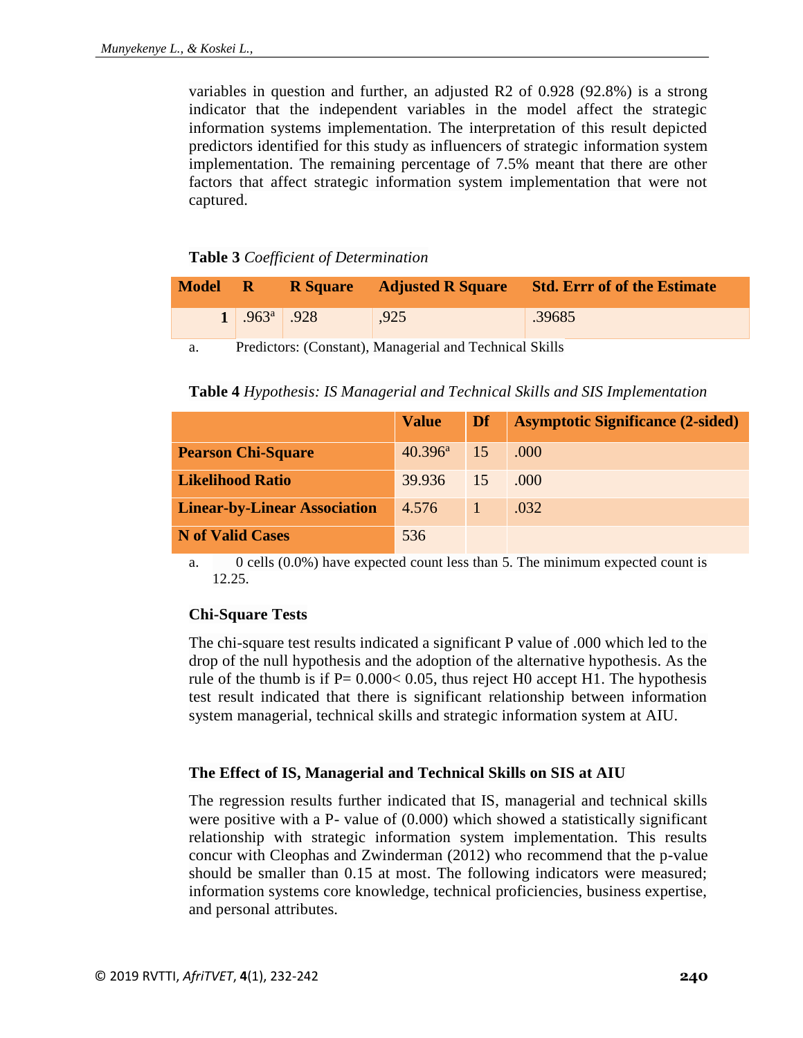variables in question and further, an adjusted R2 of 0.928 (92.8%) is a strong indicator that the independent variables in the model affect the strategic information systems implementation. The interpretation of this result depicted predictors identified for this study as influencers of strategic information system implementation. The remaining percentage of 7.5% meant that there are other factors that affect strategic information system implementation that were not captured.

**Table 3** *Coefficient of Determination*

| Model | R | R Square | Adjusted R Square | Std. Errr of of the Estimate |
|---|---|---|---|---|
| 1 | .963[a] | .928 | ,925 | .39685 |

a. Predictors: (Constant), Managerial and Technical Skills

**Table 4** *Hypothesis: IS Managerial and Technical Skills and SIS Implementation*

| | Value | Df | Asymptotic Significance (2-sided) |
|---|---|---|---|
| **Pearson Chi-Square** | 40.396[a] | 15 | .000 |
| **Likelihood Ratio** | 39.936 | 15 | .000 |
| **Linear-by-Linear Association** | 4.576 | 1 | .032 |
| **N of Valid Cases** | 536 | | |

a. 0 cells (0.0%) have expected count less than 5. The minimum expected count is 12.25.

### Chi-Square Tests

The chi-square test results indicated a significant P value of .000 which led to the drop of the null hypothesis and the adoption of the alternative hypothesis. As the rule of the thumb is if $P= 0.000< 0.05$, thus reject H0 accept H1. The hypothesis test result indicated that there is significant relationship between information system managerial, technical skills and strategic information system at AIU.

### The Effect of IS, Managerial and Technical Skills on SIS at AIU

The regression results further indicated that IS, managerial and technical skills were positive with a P- value of (0.000) which showed a statistically significant relationship with strategic information system implementation. This results concur with Cleophas and Zwinderman (2012) who recommend that the p-value should be smaller than 0.15 at most. The following indicators were measured; information systems core knowledge, technical proficiencies, business expertise, and personal attributes.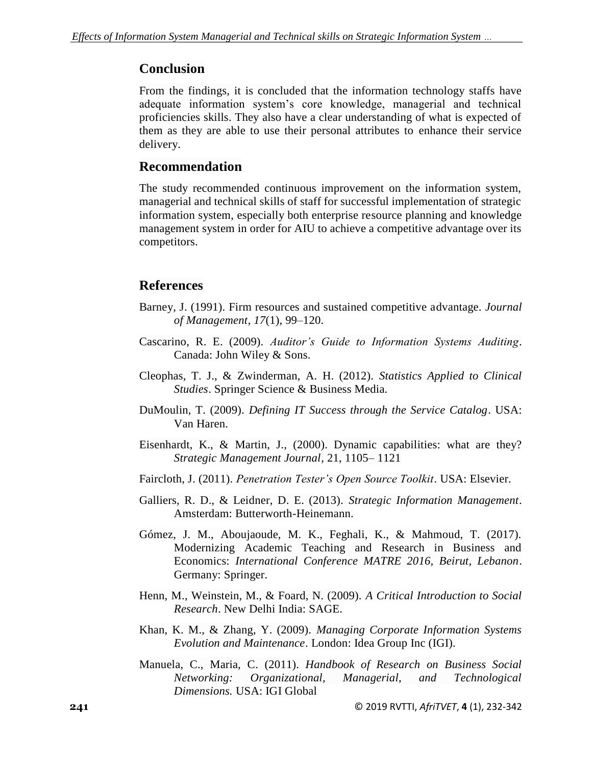## Conclusion

From the findings, it is concluded that the information technology staffs have adequate information system's core knowledge, managerial and technical proficiencies skills. They also have a clear understanding of what is expected of them as they are able to use their personal attributes to enhance their service delivery.

## Recommendation

The study recommended continuous improvement on the information system, managerial and technical skills of staff for successful implementation of strategic information system, especially both enterprise resource planning and knowledge management system in order for AIU to achieve a competitive advantage over its competitors.

## References

Barney, J. (1991). Firm resources and sustained competitive advantage. *Journal of Management*, *17*(1), 99–120.

Cascarino, R. E. (2009). *Auditor's Guide to Information Systems Auditing*. Canada: John Wiley & Sons.

Cleophas, T. J., & Zwinderman, A. H. (2012). *Statistics Applied to Clinical Studies*. Springer Science & Business Media.

DuMoulin, T. (2009). *Defining IT Success through the Service Catalog*. USA: Van Haren.

Eisenhardt, K., & Martin, J., (2000). Dynamic capabilities: what are they? *Strategic Management Journal*, 21, 1105– 1121

Faircloth, J. (2011). *Penetration Tester's Open Source Toolkit*. USA: Elsevier.

Galliers, R. D., & Leidner, D. E. (2013). *Strategic Information Management*. Amsterdam: Butterworth-Heinemann.

Gómez, J. M., Aboujaoude, M. K., Feghali, K., & Mahmoud, T. (2017). Modernizing Academic Teaching and Research in Business and Economics: *International Conference MATRE 2016, Beirut, Lebanon*. Germany: Springer.

Henn, M., Weinstein, M., & Foard, N. (2009). *A Critical Introduction to Social Research*. New Delhi India: SAGE.

Khan, K. M., & Zhang, Y. (2009). *Managing Corporate Information Systems Evolution and Maintenance*. London: Idea Group Inc (IGI).

Manuela, C., Maria, C. (2011). *Handbook of Research on Business Social Networking: Organizational, Managerial, and Technological Dimensions.* USA: IGI Global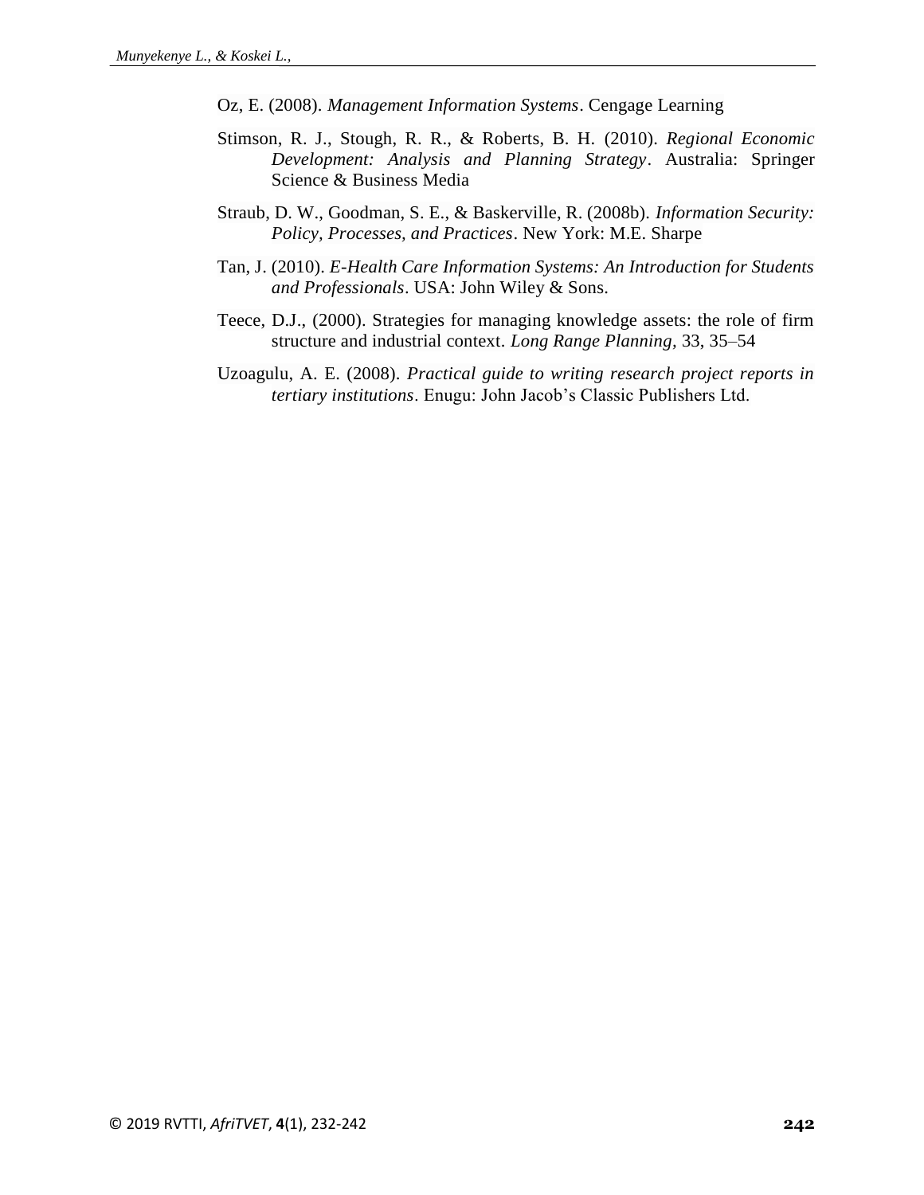Oz, E. (2008). *Management Information Systems*. Cengage Learning

Stimson, R. J., Stough, R. R., & Roberts, B. H. (2010). *Regional Economic Development: Analysis and Planning Strategy*. Australia: Springer Science & Business Media

Straub, D. W., Goodman, S. E., & Baskerville, R. (2008b). *Information Security: Policy, Processes, and Practices*. New York: M.E. Sharpe

Tan, J. (2010). *E-Health Care Information Systems: An Introduction for Students and Professionals*. USA: John Wiley & Sons.

Teece, D.J., (2000). Strategies for managing knowledge assets: the role of firm structure and industrial context. *Long Range Planning,* 33, 35–54

Uzoagulu, A. E. (2008). *Practical guide to writing research project reports in tertiary institutions*. Enugu: John Jacob's Classic Publishers Ltd.